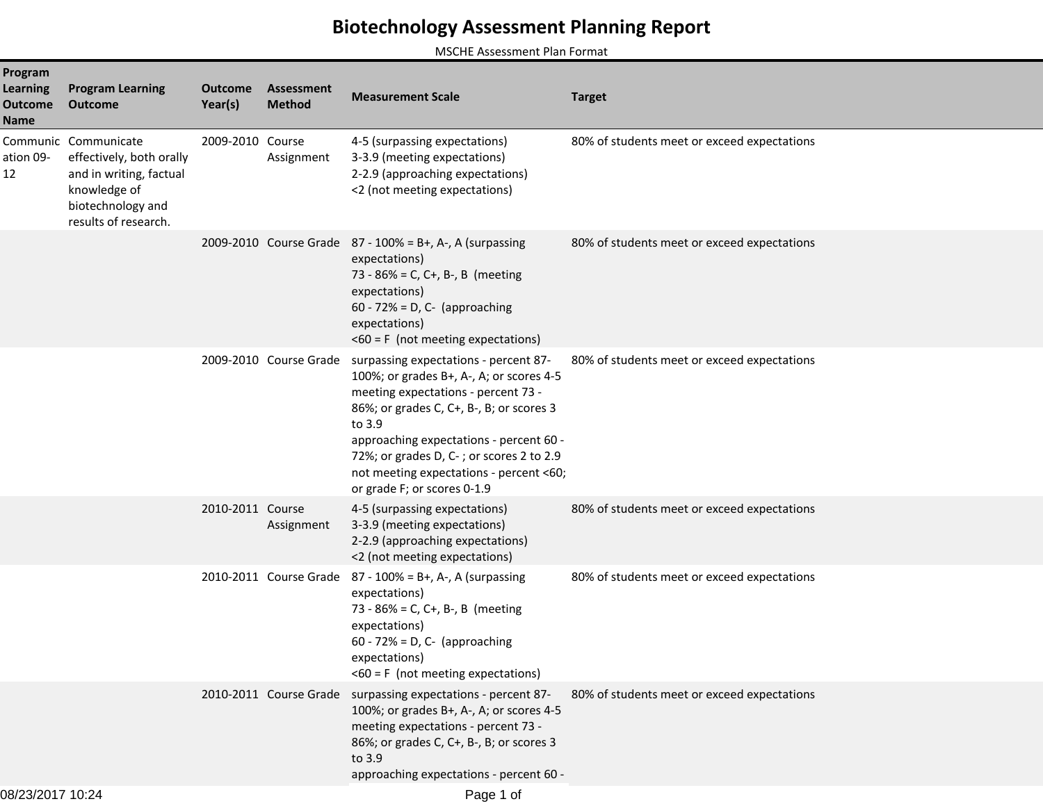# Biotechnology Assessment Planning Report

MSCHE Assessment Plan Format

| Program Learning Outcome Name | Program Learning Outcome | Outcome Year(s) | Assessment Method | Measurement Scale | Target |
|---|---|---|---|---|---|
| Communication 09-12 | Communicate effectively, both orally and in writing, factual knowledge of biotechnology and results of research. | 2009-2010 | Course Assignment | 4-5 (surpassing expectations)<br>3-3.9 (meeting expectations)<br>2-2.9 (approaching expectations)<br><2 (not meeting expectations) | 80% of students meet or exceed expectations |
| | | 2009-2010 | Course Grade | 87 - 100% = B+, A-, A (surpassing expectations)<br>73 - 86% = C, C+, B-, B (meeting expectations)<br>60 - 72% = D, C- (approaching expectations)<br><60 = F (not meeting expectations) | 80% of students meet or exceed expectations |
| | | 2009-2010 | Course Grade | surpassing expectations - percent 87-100%; or grades B+, A-, A; or scores 4-5<br>meeting expectations - percent 73 - 86%; or grades C, C+, B-, B; or scores 3 to 3.9<br>approaching expectations - percent 60 - 72%; or grades D, C- ; or scores 2 to 2.9<br>not meeting expectations - percent <60; or grade F; or scores 0-1.9 | 80% of students meet or exceed expectations |
| | | 2010-2011 | Course Assignment | 4-5 (surpassing expectations)<br>3-3.9 (meeting expectations)<br>2-2.9 (approaching expectations)<br><2 (not meeting expectations) | 80% of students meet or exceed expectations |
| | | 2010-2011 | Course Grade | 87 - 100% = B+, A-, A (surpassing expectations)<br>73 - 86% = C, C+, B-, B (meeting expectations)<br>60 - 72% = D, C- (approaching expectations)<br><60 = F (not meeting expectations) | 80% of students meet or exceed expectations |
| | | 2010-2011 | Course Grade | surpassing expectations - percent 87-100%; or grades B+, A-, A; or scores 4-5<br>meeting expectations - percent 73 - 86%; or grades C, C+, B-, B; or scores 3 to 3.9<br>approaching expectations - percent 60 - | 80% of students meet or exceed expectations |

08/23/2017 10:24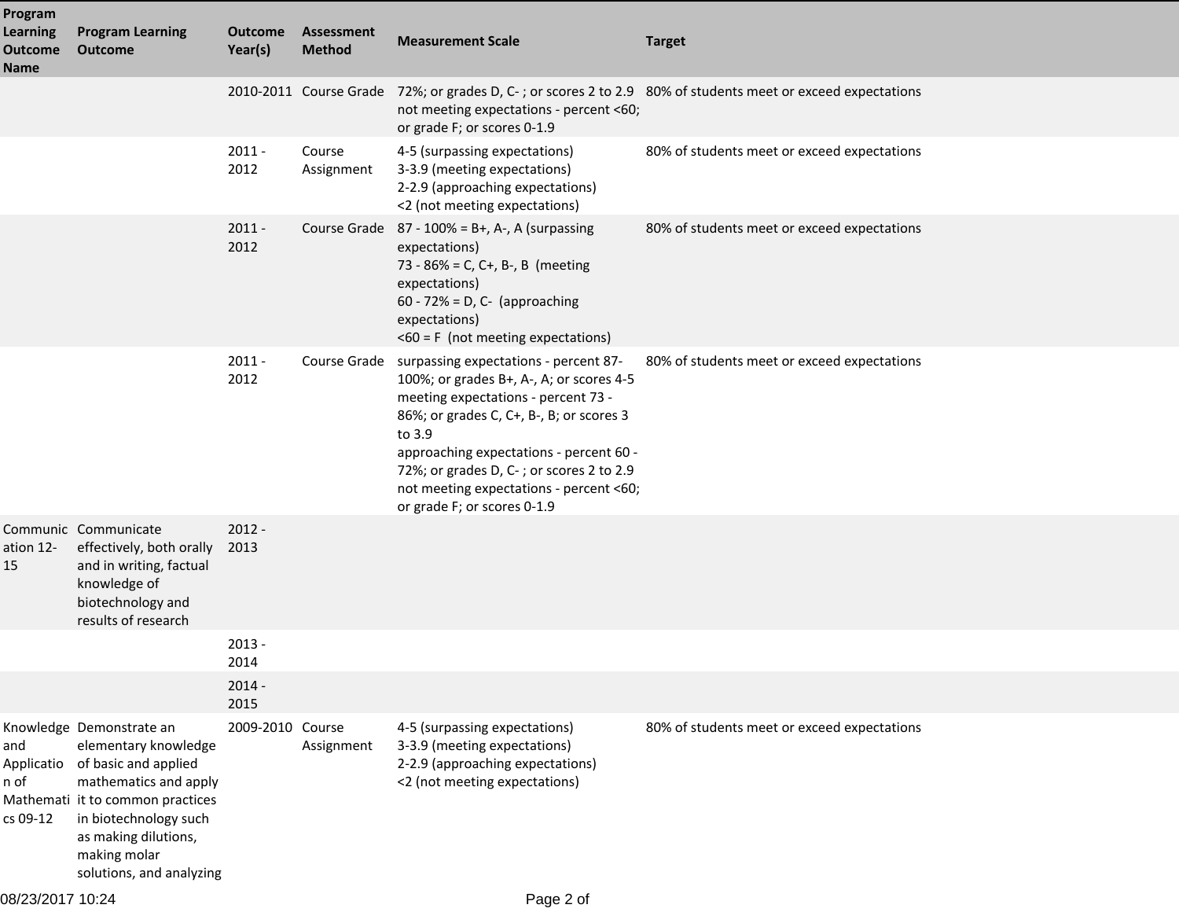| Program Learning Outcome Name | Program Learning Outcome | Outcome Year(s) | Assessment Method | Measurement Scale | Target |
|---|---|---|---|---|---|
| | | 2010-2011 | Course Grade | 72%; or grades D, C- ; or scores 2 to 2.9<br>not meeting expectations - percent <60; or grade F; or scores 0-1.9 | 80% of students meet or exceed expectations |
| | | 2011 - 2012 | Course Assignment | 4-5 (surpassing expectations)<br>3-3.9 (meeting expectations)<br>2-2.9 (approaching expectations)<br><2 (not meeting expectations) | 80% of students meet or exceed expectations |
| | | 2011 - 2012 | Course Grade | 87 - 100% = B+, A-, A (surpassing expectations)<br>73 - 86% = C, C+, B-, B (meeting expectations)<br>60 - 72% = D, C- (approaching expectations)<br><60 = F (not meeting expectations) | 80% of students meet or exceed expectations |
| | | 2011 - 2012 | Course Grade | surpassing expectations - percent 87-100%; or grades B+, A-, A; or scores 4-5<br>meeting expectations - percent 73 - 86%; or grades C, C+, B-, B; or scores 3 to 3.9<br>approaching expectations - percent 60 - 72%; or grades D, C- ; or scores 2 to 2.9<br>not meeting expectations - percent <60; or grade F; or scores 0-1.9 | 80% of students meet or exceed expectations |
| Communication 12-15 | Communicate effectively, both orally and in writing, factual knowledge of biotechnology and results of research | 2012 - 2013 | | | |
| | | 2013 - 2014 | | | |
| | | 2014 - 2015 | | | |
| Knowledge and Application of Mathematics 09-12 | Demonstrate an elementary knowledge of basic and applied mathematics and apply it to common practices in biotechnology such as making dilutions, making molar solutions, and analyzing | 2009-2010 | Course Assignment | 4-5 (surpassing expectations)<br>3-3.9 (meeting expectations)<br>2-2.9 (approaching expectations)<br><2 (not meeting expectations) | 80% of students meet or exceed expectations |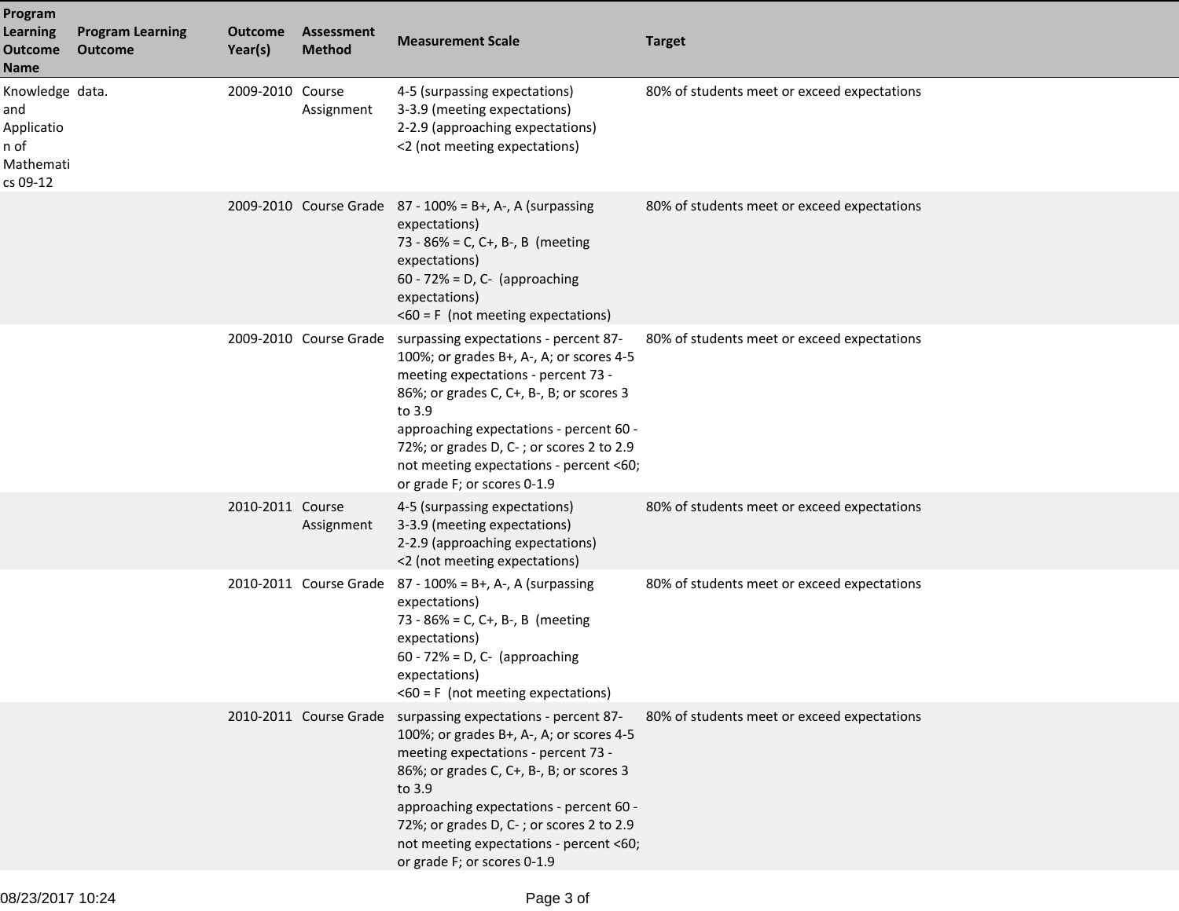| Program Learning Outcome Name | Program Learning Outcome | Outcome Year(s) | Assessment Method | Measurement Scale | Target |
|---|---|---|---|---|---|
| Knowledge and Application of Mathematics 09-12 | data. | 2009-2010 | Course Assignment | 4-5 (surpassing expectations)<br>3-3.9 (meeting expectations)<br>2-2.9 (approaching expectations)<br><2 (not meeting expectations) | 80% of students meet or exceed expectations |
| | | 2009-2010 | Course Grade | 87 - 100% = B+, A-, A (surpassing expectations)<br>73 - 86% = C, C+, B-, B (meeting expectations)<br>60 - 72% = D, C- (approaching expectations)<br><60 = F (not meeting expectations) | 80% of students meet or exceed expectations |
| | | 2009-2010 | Course Grade | surpassing expectations - percent 87-100%; or grades B+, A-, A; or scores 4-5<br>meeting expectations - percent 73 - 86%; or grades C, C+, B-, B; or scores 3 to 3.9<br>approaching expectations - percent 60 - 72%; or grades D, C- ; or scores 2 to 2.9<br>not meeting expectations - percent <60; or grade F; or scores 0-1.9 | 80% of students meet or exceed expectations |
| | | 2010-2011 | Course Assignment | 4-5 (surpassing expectations)<br>3-3.9 (meeting expectations)<br>2-2.9 (approaching expectations)<br><2 (not meeting expectations) | 80% of students meet or exceed expectations |
| | | 2010-2011 | Course Grade | 87 - 100% = B+, A-, A (surpassing expectations)<br>73 - 86% = C, C+, B-, B (meeting expectations)<br>60 - 72% = D, C- (approaching expectations)<br><60 = F (not meeting expectations) | 80% of students meet or exceed expectations |
| | | 2010-2011 | Course Grade | surpassing expectations - percent 87-100%; or grades B+, A-, A; or scores 4-5<br>meeting expectations - percent 73 - 86%; or grades C, C+, B-, B; or scores 3 to 3.9<br>approaching expectations - percent 60 - 72%; or grades D, C- ; or scores 2 to 2.9<br>not meeting expectations - percent <60; or grade F; or scores 0-1.9 | 80% of students meet or exceed expectations |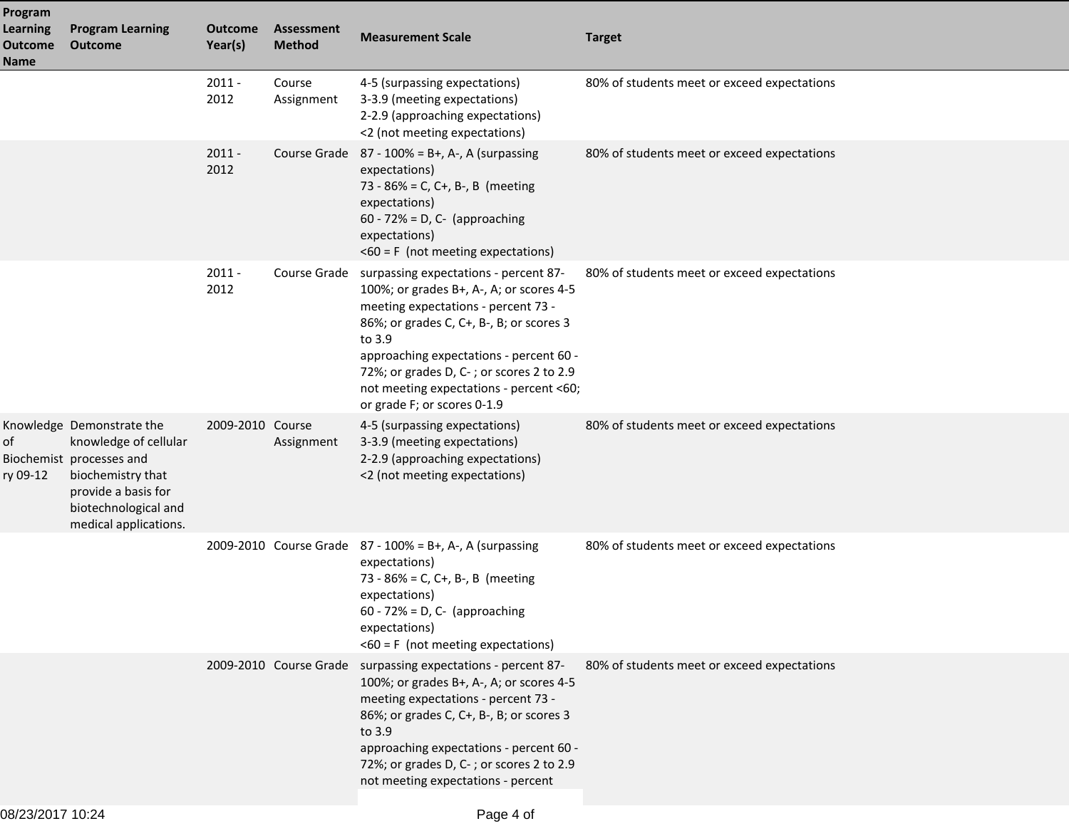| Program Learning Outcome Name | Program Learning Outcome | Outcome Year(s) | Assessment Method | Measurement Scale | Target |
|---|---|---|---|---|---|
| | | 2011 - 2012 | Course Assignment | 4-5 (surpassing expectations)<br>3-3.9 (meeting expectations)<br>2-2.9 (approaching expectations)<br><2 (not meeting expectations) | 80% of students meet or exceed expectations |
| | | 2011 - 2012 | Course Grade | 87 - 100% = B+, A-, A (surpassing expectations)<br>73 - 86% = C, C+, B-, B (meeting expectations)<br>60 - 72% = D, C- (approaching expectations)<br><60 = F (not meeting expectations) | 80% of students meet or exceed expectations |
| | | 2011 - 2012 | Course Grade | surpassing expectations - percent 87-100%; or grades B+, A-, A; or scores 4-5<br>meeting expectations - percent 73 - 86%; or grades C, C+, B-, B; or scores 3 to 3.9<br>approaching expectations - percent 60 - 72%; or grades D, C- ; or scores 2 to 2.9<br>not meeting expectations - percent <60; or grade F; or scores 0-1.9 | 80% of students meet or exceed expectations |
| Knowledge of Biochemistry 09-12 | Demonstrate the knowledge of cellular processes and biochemistry that provide a basis for biotechnological and medical applications. | 2009-2010 | Course Assignment | 4-5 (surpassing expectations)<br>3-3.9 (meeting expectations)<br>2-2.9 (approaching expectations)<br><2 (not meeting expectations) | 80% of students meet or exceed expectations |
| | | 2009-2010 | Course Grade | 87 - 100% = B+, A-, A (surpassing expectations)<br>73 - 86% = C, C+, B-, B (meeting expectations)<br>60 - 72% = D, C- (approaching expectations)<br><60 = F (not meeting expectations) | 80% of students meet or exceed expectations |
| | | 2009-2010 | Course Grade | surpassing expectations - percent 87-100%; or grades B+, A-, A; or scores 4-5<br>meeting expectations - percent 73 - 86%; or grades C, C+, B-, B; or scores 3 to 3.9<br>approaching expectations - percent 60 - 72%; or grades D, C- ; or scores 2 to 2.9<br>not meeting expectations - percent | 80% of students meet or exceed expectations |

08/23/2017 10:24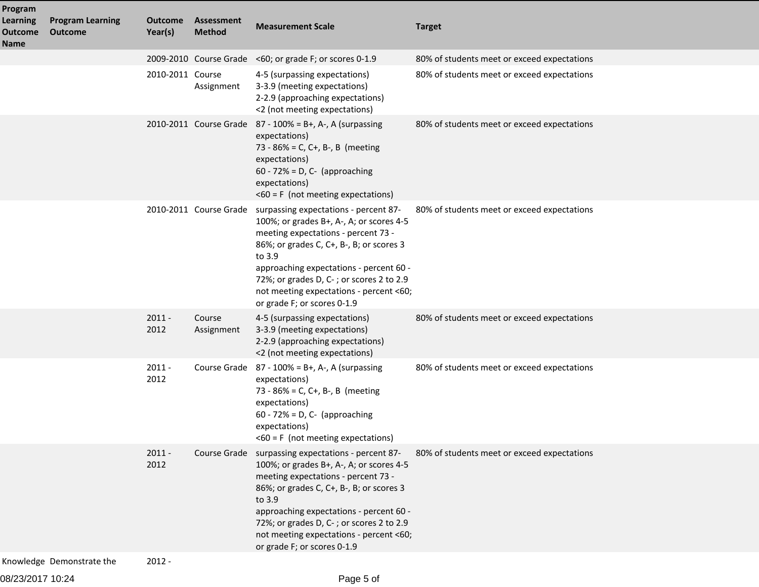| Program Learning Outcome Name | Program Learning Outcome | Outcome Year(s) | Assessment Method | Measurement Scale | Target |
| --- | --- | --- | --- | --- | --- |
| | | 2009-2010 | Course Grade | <60; or grade F; or scores 0-1.9 | 80% of students meet or exceed expectations |
| | | 2010-2011 | Course Assignment | 4-5 (surpassing expectations)<br>3-3.9 (meeting expectations)<br>2-2.9 (approaching expectations)<br><2 (not meeting expectations) | 80% of students meet or exceed expectations |
| | | 2010-2011 | Course Grade | 87 - 100% = B+, A-, A (surpassing expectations)<br>73 - 86% = C, C+, B-, B (meeting expectations)<br>60 - 72% = D, C- (approaching expectations)<br><60 = F (not meeting expectations) | 80% of students meet or exceed expectations |
| | | 2010-2011 | Course Grade | surpassing expectations - percent 87-100%; or grades B+, A-, A; or scores 4-5<br>meeting expectations - percent 73 - 86%; or grades C, C+, B-, B; or scores 3 to 3.9<br>approaching expectations - percent 60 - 72%; or grades D, C- ; or scores 2 to 2.9<br>not meeting expectations - percent <60; or grade F; or scores 0-1.9 | 80% of students meet or exceed expectations |
| | | 2011 - 2012 | Course Assignment | 4-5 (surpassing expectations)<br>3-3.9 (meeting expectations)<br>2-2.9 (approaching expectations)<br><2 (not meeting expectations) | 80% of students meet or exceed expectations |
| | | 2011 - 2012 | Course Grade | 87 - 100% = B+, A-, A (surpassing expectations)<br>73 - 86% = C, C+, B-, B (meeting expectations)<br>60 - 72% = D, C- (approaching expectations)<br><60 = F (not meeting expectations) | 80% of students meet or exceed expectations |
| | | 2011 - 2012 | Course Grade | surpassing expectations - percent 87-100%; or grades B+, A-, A; or scores 4-5<br>meeting expectations - percent 73 - 86%; or grades C, C+, B-, B; or scores 3 to 3.9<br>approaching expectations - percent 60 - 72%; or grades D, C- ; or scores 2 to 2.9<br>not meeting expectations - percent <60; or grade F; or scores 0-1.9 | 80% of students meet or exceed expectations |
| Knowledge | Demonstrate the | 2012 - | | | |

08/23/2017 10:24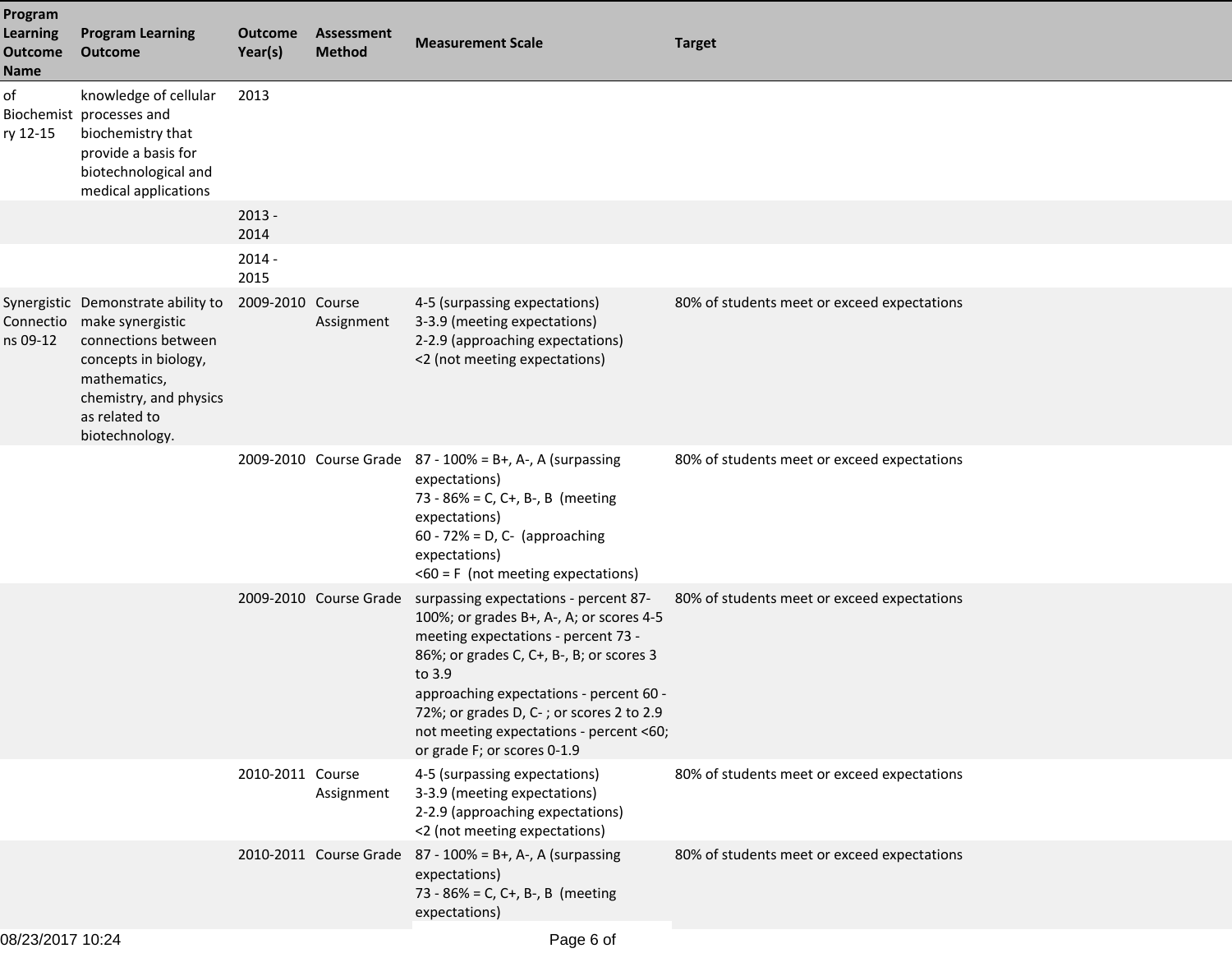| Program Learning Outcome Name | Program Learning Outcome | Outcome Year(s) | Assessment Method | Measurement Scale | Target |
|---|---|---|---|---|---|
| of Biochemistry 12-15 | knowledge of cellular processes and biochemistry that provide a basis for biotechnological and medical applications | 2013 | | | |
| | | 2013 - 2014 | | | |
| | | 2014 - 2015 | | | |
| Synergistic Connections 09-12 | Demonstrate ability to make synergistic connections between concepts in biology, mathematics, chemistry, and physics as related to biotechnology. | 2009-2010 | Course Assignment | 4-5 (surpassing expectations)<br>3-3.9 (meeting expectations)<br>2-2.9 (approaching expectations)<br><2 (not meeting expectations) | 80% of students meet or exceed expectations |
| | | 2009-2010 | Course Grade | 87 - 100% = B+, A-, A (surpassing expectations)<br>73 - 86% = C, C+, B-, B (meeting expectations)<br>60 - 72% = D, C- (approaching expectations)<br><60 = F (not meeting expectations) | 80% of students meet or exceed expectations |
| | | 2009-2010 | Course Grade | surpassing expectations - percent 87-100%; or grades B+, A-, A; or scores 4-5<br>meeting expectations - percent 73 - 86%; or grades C, C+, B-, B; or scores 3 to 3.9<br>approaching expectations - percent 60 - 72%; or grades D, C- ; or scores 2 to 2.9<br>not meeting expectations - percent <60; or grade F; or scores 0-1.9 | 80% of students meet or exceed expectations |
| | | 2010-2011 | Course Assignment | 4-5 (surpassing expectations)<br>3-3.9 (meeting expectations)<br>2-2.9 (approaching expectations)<br><2 (not meeting expectations) | 80% of students meet or exceed expectations |
| | | 2010-2011 | Course Grade | 87 - 100% = B+, A-, A (surpassing expectations)<br>73 - 86% = C, C+, B-, B (meeting expectations) | 80% of students meet or exceed expectations |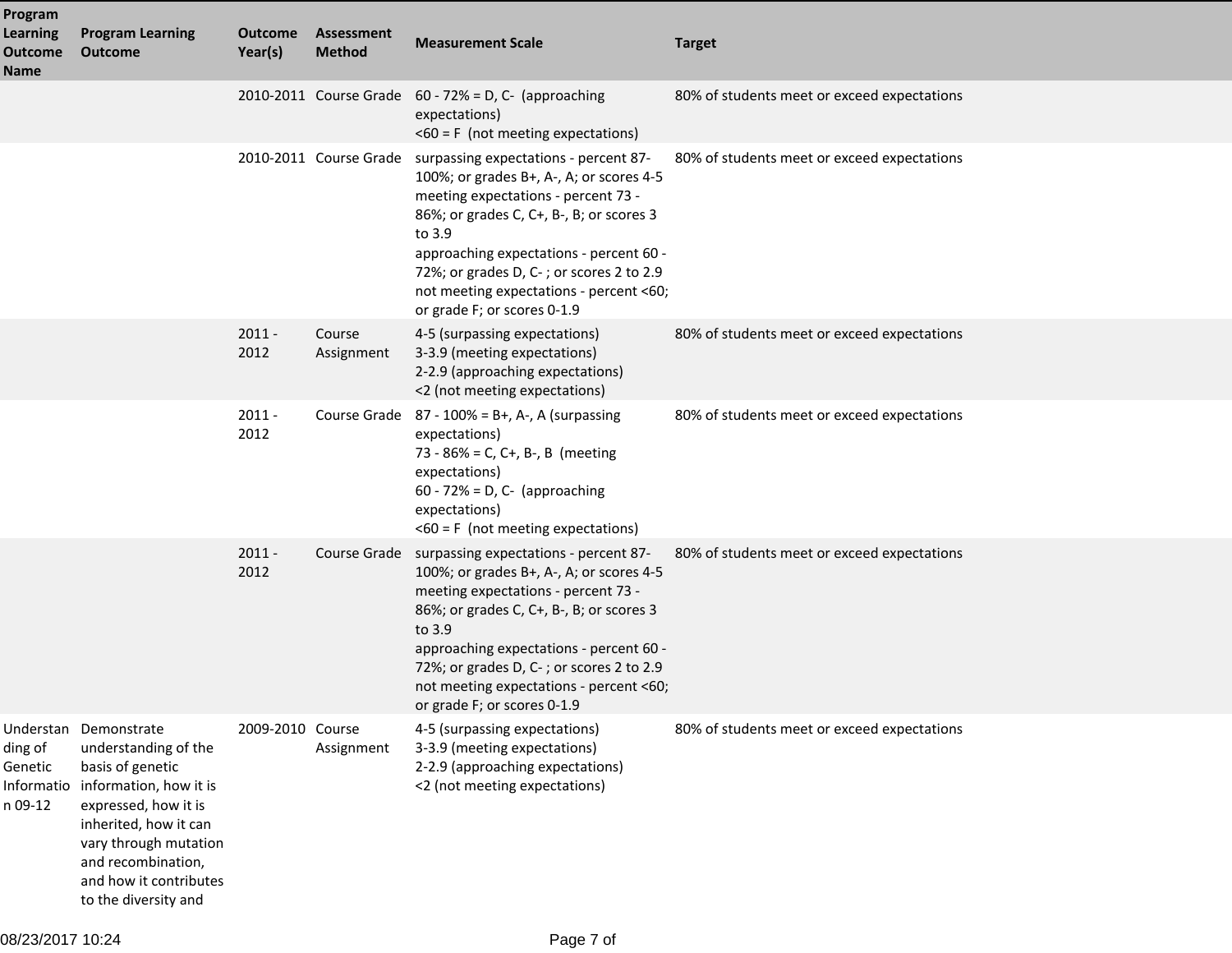| Program Learning Outcome Name | Program Learning Outcome | Outcome Year(s) | Assessment Method | Measurement Scale | Target |
|---|---|---|---|---|---|
| | | 2010-2011 | Course Grade | 60 - 72% = D, C- (approaching expectations)<br><60 = F (not meeting expectations) | 80% of students meet or exceed expectations |
| | | 2010-2011 | Course Grade | surpassing expectations - percent 87-100%; or grades B+, A-, A; or scores 4-5<br>meeting expectations - percent 73 - 86%; or grades C, C+, B-, B; or scores 3 to 3.9<br>approaching expectations - percent 60 - 72%; or grades D, C- ; or scores 2 to 2.9<br>not meeting expectations - percent <60; or grade F; or scores 0-1.9 | 80% of students meet or exceed expectations |
| | | 2011 - 2012 | Course Assignment | 4-5 (surpassing expectations)<br>3-3.9 (meeting expectations)<br>2-2.9 (approaching expectations)<br><2 (not meeting expectations) | 80% of students meet or exceed expectations |
| | | 2011 - 2012 | Course Grade | 87 - 100% = B+, A-, A (surpassing expectations)<br>73 - 86% = C, C+, B-, B (meeting expectations)<br>60 - 72% = D, C- (approaching expectations)<br><60 = F (not meeting expectations) | 80% of students meet or exceed expectations |
| | | 2011 - 2012 | Course Grade | surpassing expectations - percent 87-100%; or grades B+, A-, A; or scores 4-5<br>meeting expectations - percent 73 - 86%; or grades C, C+, B-, B; or scores 3 to 3.9<br>approaching expectations - percent 60 - 72%; or grades D, C- ; or scores 2 to 2.9<br>not meeting expectations - percent <60; or grade F; or scores 0-1.9 | 80% of students meet or exceed expectations |
| Understanding of Genetic Information 09-12 | Demonstrate understanding of the basis of genetic information, how it is expressed, how it is inherited, how it can vary through mutation and recombination, and how it contributes to the diversity and | 2009-2010 | Course Assignment | 4-5 (surpassing expectations)<br>3-3.9 (meeting expectations)<br>2-2.9 (approaching expectations)<br><2 (not meeting expectations) | 80% of students meet or exceed expectations |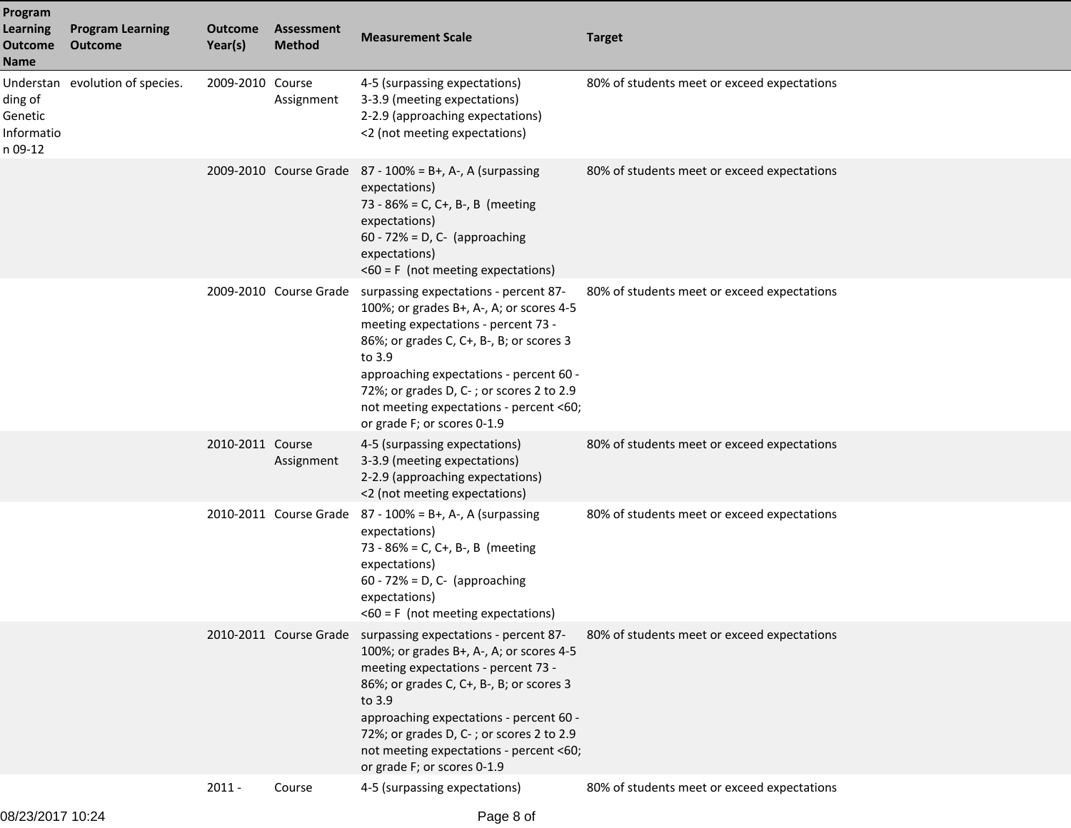| Program Learning Outcome Name | Program Learning Outcome | Outcome Year(s) | Assessment Method | Measurement Scale | Target |
| --- | --- | --- | --- | --- | --- |
| Understanding of Genetic Information 09-12 | evolution of species. | 2009-2010 | Course Assignment | 4-5 (surpassing expectations)<br>3-3.9 (meeting expectations)<br>2-2.9 (approaching expectations)<br><2 (not meeting expectations) | 80% of students meet or exceed expectations |
| | | 2009-2010 | Course Grade | 87 - 100% = B+, A-, A (surpassing expectations)<br>73 - 86% = C, C+, B-, B (meeting expectations)<br>60 - 72% = D, C- (approaching expectations)<br><60 = F (not meeting expectations) | 80% of students meet or exceed expectations |
| | | 2009-2010 | Course Grade | surpassing expectations - percent 87-100%; or grades B+, A-, A; or scores 4-5<br>meeting expectations - percent 73 - 86%; or grades C, C+, B-, B; or scores 3 to 3.9<br>approaching expectations - percent 60 - 72%; or grades D, C- ; or scores 2 to 2.9<br>not meeting expectations - percent <60; or grade F; or scores 0-1.9 | 80% of students meet or exceed expectations |
| | | 2010-2011 | Course Assignment | 4-5 (surpassing expectations)<br>3-3.9 (meeting expectations)<br>2-2.9 (approaching expectations)<br><2 (not meeting expectations) | 80% of students meet or exceed expectations |
| | | 2010-2011 | Course Grade | 87 - 100% = B+, A-, A (surpassing expectations)<br>73 - 86% = C, C+, B-, B (meeting expectations)<br>60 - 72% = D, C- (approaching expectations)<br><60 = F (not meeting expectations) | 80% of students meet or exceed expectations |
| | | 2010-2011 | Course Grade | surpassing expectations - percent 87-100%; or grades B+, A-, A; or scores 4-5<br>meeting expectations - percent 73 - 86%; or grades C, C+, B-, B; or scores 3 to 3.9<br>approaching expectations - percent 60 - 72%; or grades D, C- ; or scores 2 to 2.9<br>not meeting expectations - percent <60; or grade F; or scores 0-1.9 | 80% of students meet or exceed expectations |
| | | 2011 - | Course | 4-5 (surpassing expectations) | 80% of students meet or exceed expectations |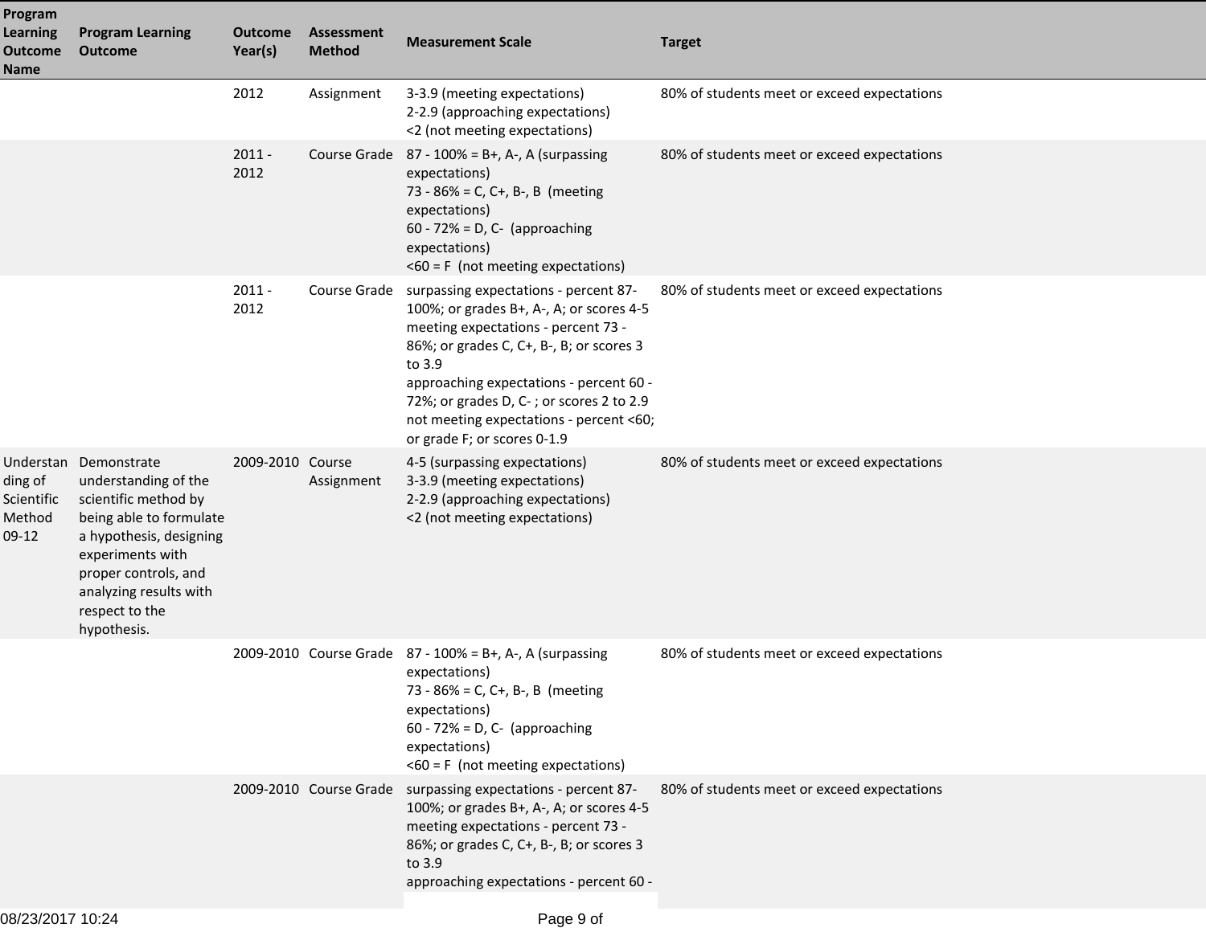| Program Learning Outcome Name | Program Learning Outcome | Outcome Year(s) | Assessment Method | Measurement Scale | Target |
|---|---|---|---|---|---|
| | | 2012 | Assignment | 3-3.9 (meeting expectations)<br>2-2.9 (approaching expectations)<br><2 (not meeting expectations) | 80% of students meet or exceed expectations |
| | | 2011 - 2012 | Course Grade | 87 - 100% = B+, A-, A (surpassing expectations)<br>73 - 86% = C, C+, B-, B (meeting expectations)<br>60 - 72% = D, C- (approaching expectations)<br><60 = F (not meeting expectations) | 80% of students meet or exceed expectations |
| | | 2011 - 2012 | Course Grade | surpassing expectations - percent 87-100%; or grades B+, A-, A; or scores 4-5<br>meeting expectations - percent 73 - 86%; or grades C, C+, B-, B; or scores 3 to 3.9<br>approaching expectations - percent 60 - 72%; or grades D, C- ; or scores 2 to 2.9<br>not meeting expectations - percent <60; or grade F; or scores 0-1.9 | 80% of students meet or exceed expectations |
| Understanding of Scientific Method 09-12 | Demonstrate understanding of the scientific method by being able to formulate a hypothesis, designing experiments with proper controls, and analyzing results with respect to the hypothesis. | 2009-2010 | Course Assignment | 4-5 (surpassing expectations)<br>3-3.9 (meeting expectations)<br>2-2.9 (approaching expectations)<br><2 (not meeting expectations) | 80% of students meet or exceed expectations |
| | | 2009-2010 | Course Grade | 87 - 100% = B+, A-, A (surpassing expectations)<br>73 - 86% = C, C+, B-, B (meeting expectations)<br>60 - 72% = D, C- (approaching expectations)<br><60 = F (not meeting expectations) | 80% of students meet or exceed expectations |
| | | 2009-2010 | Course Grade | surpassing expectations - percent 87-100%; or grades B+, A-, A; or scores 4-5<br>meeting expectations - percent 73 - 86%; or grades C, C+, B-, B; or scores 3 to 3.9<br>approaching expectations - percent 60 - | 80% of students meet or exceed expectations |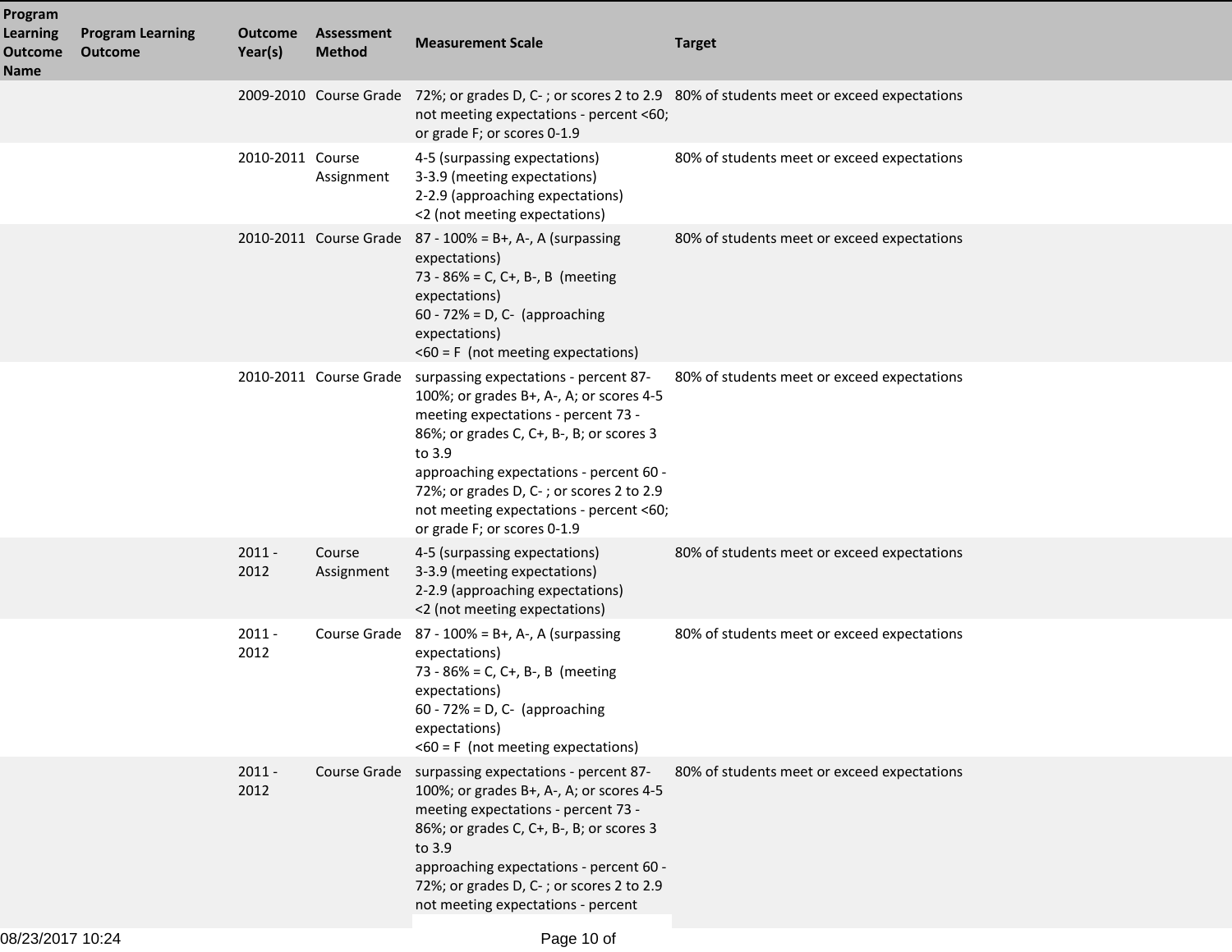| Program Learning Outcome Name | Program Learning Outcome | Outcome Year(s) | Assessment Method | Measurement Scale | Target |
|---|---|---|---|---|---|
| | | 2009-2010 | Course Grade | 72%; or grades D, C- ; or scores 2 to 2.9<br>not meeting expectations - percent <60; or grade F; or scores 0-1.9 | 80% of students meet or exceed expectations |
| | | 2010-2011 | Course Assignment | 4-5 (surpassing expectations)<br>3-3.9 (meeting expectations)<br>2-2.9 (approaching expectations)<br><2 (not meeting expectations) | 80% of students meet or exceed expectations |
| | | 2010-2011 | Course Grade | 87 - 100% = B+, A-, A (surpassing expectations)<br>73 - 86% = C, C+, B-, B (meeting expectations)<br>60 - 72% = D, C- (approaching expectations)<br><60 = F (not meeting expectations) | 80% of students meet or exceed expectations |
| | | 2010-2011 | Course Grade | surpassing expectations - percent 87-100%; or grades B+, A-, A; or scores 4-5<br>meeting expectations - percent 73 - 86%; or grades C, C+, B-, B; or scores 3 to 3.9<br>approaching expectations - percent 60 - 72%; or grades D, C- ; or scores 2 to 2.9<br>not meeting expectations - percent <60; or grade F; or scores 0-1.9 | 80% of students meet or exceed expectations |
| | | 2011 - 2012 | Course Assignment | 4-5 (surpassing expectations)<br>3-3.9 (meeting expectations)<br>2-2.9 (approaching expectations)<br><2 (not meeting expectations) | 80% of students meet or exceed expectations |
| | | 2011 - 2012 | Course Grade | 87 - 100% = B+, A-, A (surpassing expectations)<br>73 - 86% = C, C+, B-, B (meeting expectations)<br>60 - 72% = D, C- (approaching expectations)<br><60 = F (not meeting expectations) | 80% of students meet or exceed expectations |
| | | 2011 - 2012 | Course Grade | surpassing expectations - percent 87-100%; or grades B+, A-, A; or scores 4-5<br>meeting expectations - percent 73 - 86%; or grades C, C+, B-, B; or scores 3 to 3.9<br>approaching expectations - percent 60 - 72%; or grades D, C- ; or scores 2 to 2.9<br>not meeting expectations - percent | 80% of students meet or exceed expectations |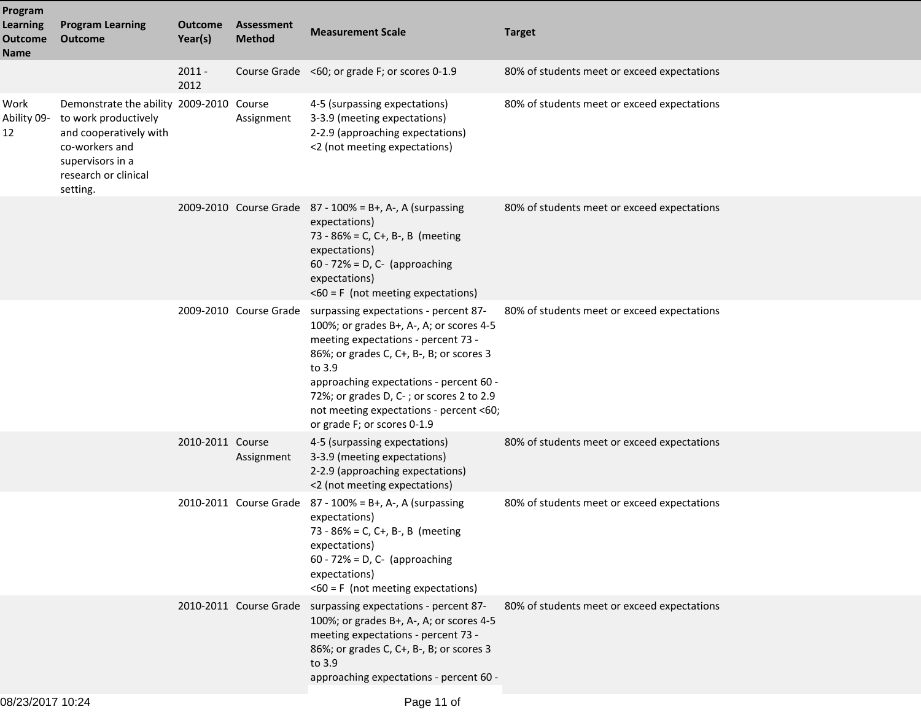| Program Learning Outcome Name | Program Learning Outcome | Outcome Year(s) | Assessment Method | Measurement Scale | Target |
|---|---|---|---|---|---|
| | | 2011 - 2012 | Course Grade | <60; or grade F; or scores 0-1.9 | 80% of students meet or exceed expectations |
| Work Ability 09-12 | Demonstrate the ability to work productively and cooperatively with co-workers and supervisors in a research or clinical setting. | 2009-2010 | Course Assignment | 4-5 (surpassing expectations)<br>3-3.9 (meeting expectations)<br>2-2.9 (approaching expectations)<br><2 (not meeting expectations) | 80% of students meet or exceed expectations |
| | | 2009-2010 | Course Grade | 87 - 100% = B+, A-, A (surpassing expectations)<br>73 - 86% = C, C+, B-, B (meeting expectations)<br>60 - 72% = D, C- (approaching expectations)<br><60 = F (not meeting expectations) | 80% of students meet or exceed expectations |
| | | 2009-2010 | Course Grade | surpassing expectations - percent 87-100%; or grades B+, A-, A; or scores 4-5<br>meeting expectations - percent 73 - 86%; or grades C, C+, B-, B; or scores 3 to 3.9<br>approaching expectations - percent 60 - 72%; or grades D, C- ; or scores 2 to 2.9<br>not meeting expectations - percent <60; or grade F; or scores 0-1.9 | 80% of students meet or exceed expectations |
| | | 2010-2011 | Course Assignment | 4-5 (surpassing expectations)<br>3-3.9 (meeting expectations)<br>2-2.9 (approaching expectations)<br><2 (not meeting expectations) | 80% of students meet or exceed expectations |
| | | 2010-2011 | Course Grade | 87 - 100% = B+, A-, A (surpassing expectations)<br>73 - 86% = C, C+, B-, B (meeting expectations)<br>60 - 72% = D, C- (approaching expectations)<br><60 = F (not meeting expectations) | 80% of students meet or exceed expectations |
| | | 2010-2011 | Course Grade | surpassing expectations - percent 87-100%; or grades B+, A-, A; or scores 4-5<br>meeting expectations - percent 73 - 86%; or grades C, C+, B-, B; or scores 3 to 3.9<br>approaching expectations - percent 60 - | 80% of students meet or exceed expectations |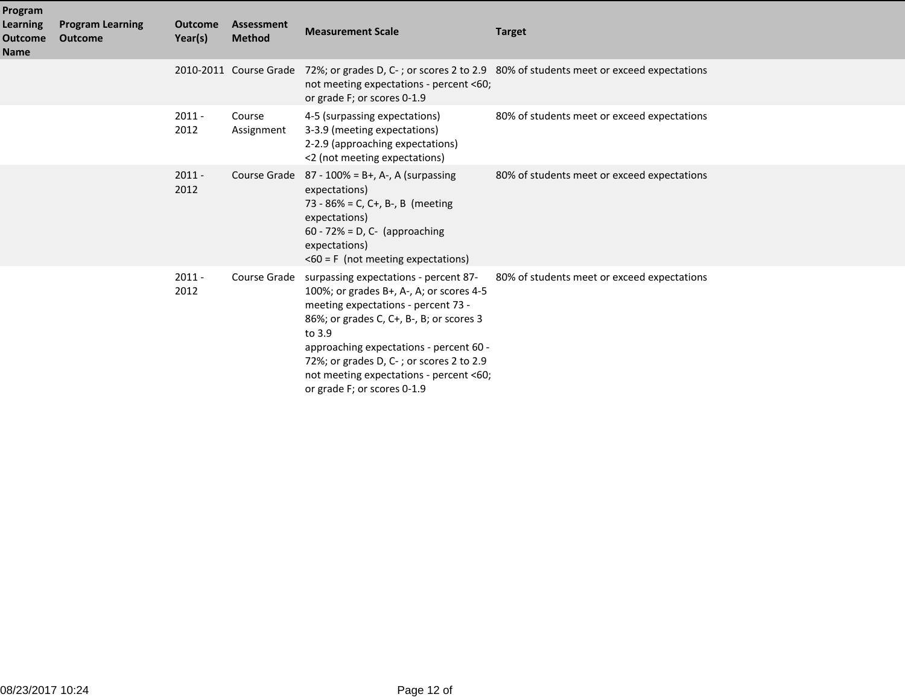| Program Learning Outcome Name | Program Learning Outcome | Outcome Year(s) | Assessment Method | Measurement Scale | Target |
|---|---|---|---|---|---|
| | | 2010-2011 | Course Grade | 72%; or grades D, C- ; or scores 2 to 2.9<br>not meeting expectations - percent <60; or grade F; or scores 0-1.9 | 80% of students meet or exceed expectations |
| | | 2011 - 2012 | Course Assignment | 4-5 (surpassing expectations)<br>3-3.9 (meeting expectations)<br>2-2.9 (approaching expectations)<br><2 (not meeting expectations) | 80% of students meet or exceed expectations |
| | | 2011 - 2012 | Course Grade | 87 - 100% = B+, A-, A (surpassing expectations)<br>73 - 86% = C, C+, B-, B (meeting expectations)<br>60 - 72% = D, C- (approaching expectations)<br><60 = F (not meeting expectations) | 80% of students meet or exceed expectations |
| | | 2011 - 2012 | Course Grade | surpassing expectations - percent 87-100%; or grades B+, A-, A; or scores 4-5<br>meeting expectations - percent 73 - 86%; or grades C, C+, B-, B; or scores 3 to 3.9<br>approaching expectations - percent 60 - 72%; or grades D, C- ; or scores 2 to 2.9<br>not meeting expectations - percent <60; or grade F; or scores 0-1.9 | 80% of students meet or exceed expectations |